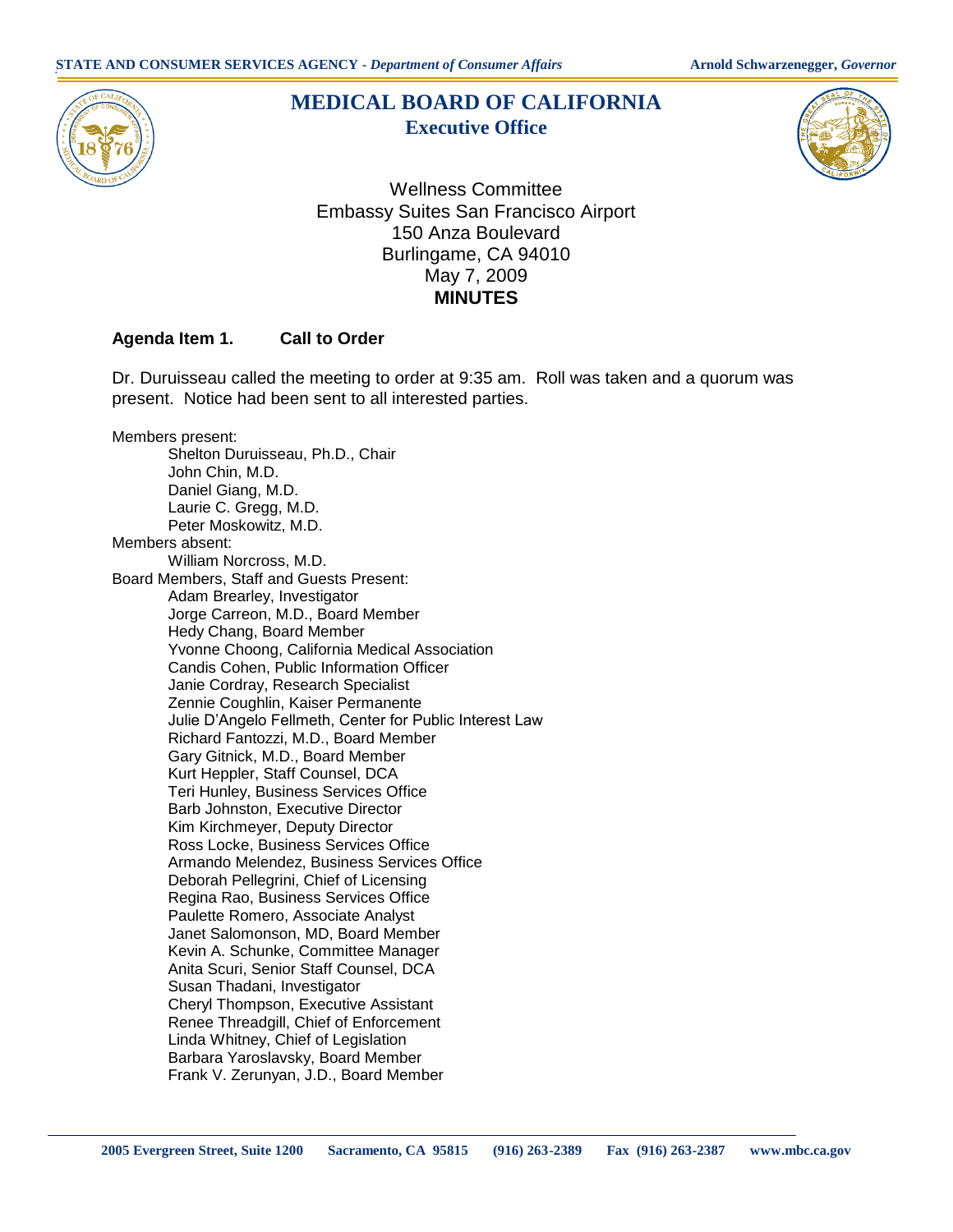STATE AND CONSUMER SERVICES AGENCY - *Department of Consumer Affairs* **Arnold Schwarzenegger, *Governor***

# MEDICAL BOARD OF CALIFORNIA
## Executive Office

Wellness Committee
Embassy Suites San Francisco Airport
150 Anza Boulevard
Burlingame, CA 94010
May 7, 2009
**MINUTES**

### Agenda Item 1. Call to Order

Dr. Duruisseau called the meeting to order at 9:35 am. Roll was taken and a quorum was present. Notice had been sent to all interested parties.

Members present:
- Shelton Duruisseau, Ph.D., Chair
- John Chin, M.D.
- Daniel Giang, M.D.
- Laurie C. Gregg, M.D.
- Peter Moskowitz, M.D.

Members absent:
- William Norcross, M.D.

Board Members, Staff and Guests Present:
- Adam Brearley, Investigator
- Jorge Carreon, M.D., Board Member
- Hedy Chang, Board Member
- Yvonne Choong, California Medical Association
- Candis Cohen, Public Information Officer
- Janie Cordray, Research Specialist
- Zennie Coughlin, Kaiser Permanente
- Julie D'Angelo Fellmeth, Center for Public Interest Law
- Richard Fantozzi, M.D., Board Member
- Gary Gitnick, M.D., Board Member
- Kurt Heppler, Staff Counsel, DCA
- Teri Hunley, Business Services Office
- Barb Johnston, Executive Director
- Kim Kirchmeyer, Deputy Director
- Ross Locke, Business Services Office
- Armando Melendez, Business Services Office
- Deborah Pellegrini, Chief of Licensing
- Regina Rao, Business Services Office
- Paulette Romero, Associate Analyst
- Janet Salomonson, MD, Board Member
- Kevin A. Schunke, Committee Manager
- Anita Scuri, Senior Staff Counsel, DCA
- Susan Thadani, Investigator
- Cheryl Thompson, Executive Assistant
- Renee Threadgill, Chief of Enforcement
- Linda Whitney, Chief of Legislation
- Barbara Yaroslavsky, Board Member
- Frank V. Zerunyan, J.D., Board Member

2005 Evergreen Street, Suite 1200 Sacramento, CA 95815 (916) 263-2389 Fax (916) 263-2387 www.mbc.ca.gov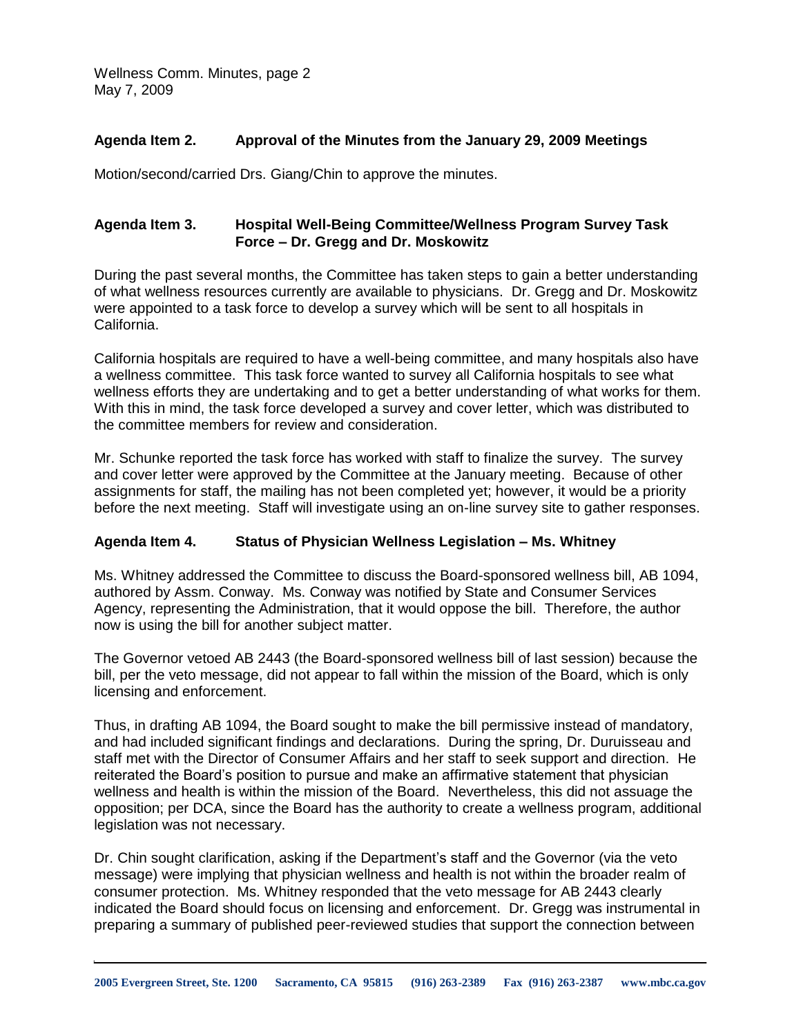## Agenda Item 2. Approval of the Minutes from the January 29, 2009 Meetings

Motion/second/carried Drs. Giang/Chin to approve the minutes.

## Agenda Item 3. Hospital Well-Being Committee/Wellness Program Survey Task Force – Dr. Gregg and Dr. Moskowitz

During the past several months, the Committee has taken steps to gain a better understanding of what wellness resources currently are available to physicians. Dr. Gregg and Dr. Moskowitz were appointed to a task force to develop a survey which will be sent to all hospitals in California.

California hospitals are required to have a well-being committee, and many hospitals also have a wellness committee. This task force wanted to survey all California hospitals to see what wellness efforts they are undertaking and to get a better understanding of what works for them. With this in mind, the task force developed a survey and cover letter, which was distributed to the committee members for review and consideration.

Mr. Schunke reported the task force has worked with staff to finalize the survey. The survey and cover letter were approved by the Committee at the January meeting. Because of other assignments for staff, the mailing has not been completed yet; however, it would be a priority before the next meeting. Staff will investigate using an on-line survey site to gather responses.

## Agenda Item 4. Status of Physician Wellness Legislation – Ms. Whitney

Ms. Whitney addressed the Committee to discuss the Board-sponsored wellness bill, AB 1094, authored by Assm. Conway. Ms. Conway was notified by State and Consumer Services Agency, representing the Administration, that it would oppose the bill. Therefore, the author now is using the bill for another subject matter.

The Governor vetoed AB 2443 (the Board-sponsored wellness bill of last session) because the bill, per the veto message, did not appear to fall within the mission of the Board, which is only licensing and enforcement.

Thus, in drafting AB 1094, the Board sought to make the bill permissive instead of mandatory, and had included significant findings and declarations. During the spring, Dr. Duruisseau and staff met with the Director of Consumer Affairs and her staff to seek support and direction. He reiterated the Board's position to pursue and make an affirmative statement that physician wellness and health is within the mission of the Board. Nevertheless, this did not assuage the opposition; per DCA, since the Board has the authority to create a wellness program, additional legislation was not necessary.

Dr. Chin sought clarification, asking if the Department's staff and the Governor (via the veto message) were implying that physician wellness and health is not within the broader realm of consumer protection. Ms. Whitney responded that the veto message for AB 2443 clearly indicated the Board should focus on licensing and enforcement. Dr. Gregg was instrumental in preparing a summary of published peer-reviewed studies that support the connection between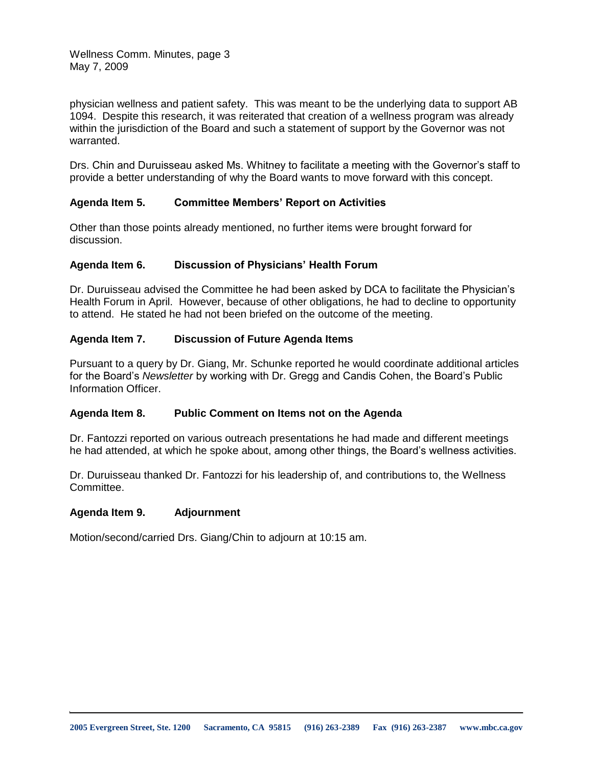physician wellness and patient safety. This was meant to be the underlying data to support AB 1094. Despite this research, it was reiterated that creation of a wellness program was already within the jurisdiction of the Board and such a statement of support by the Governor was not warranted.

Drs. Chin and Duruisseau asked Ms. Whitney to facilitate a meeting with the Governor's staff to provide a better understanding of why the Board wants to move forward with this concept.

**Agenda Item 5. Committee Members' Report on Activities**

Other than those points already mentioned, no further items were brought forward for discussion.

**Agenda Item 6. Discussion of Physicians' Health Forum**

Dr. Duruisseau advised the Committee he had been asked by DCA to facilitate the Physician's Health Forum in April. However, because of other obligations, he had to decline to opportunity to attend. He stated he had not been briefed on the outcome of the meeting.

**Agenda Item 7. Discussion of Future Agenda Items**

Pursuant to a query by Dr. Giang, Mr. Schunke reported he would coordinate additional articles for the Board's *Newsletter* by working with Dr. Gregg and Candis Cohen, the Board's Public Information Officer.

**Agenda Item 8. Public Comment on Items not on the Agenda**

Dr. Fantozzi reported on various outreach presentations he had made and different meetings he had attended, at which he spoke about, among other things, the Board's wellness activities.

Dr. Duruisseau thanked Dr. Fantozzi for his leadership of, and contributions to, the Wellness Committee.

**Agenda Item 9. Adjournment**

Motion/second/carried Drs. Giang/Chin to adjourn at 10:15 am.